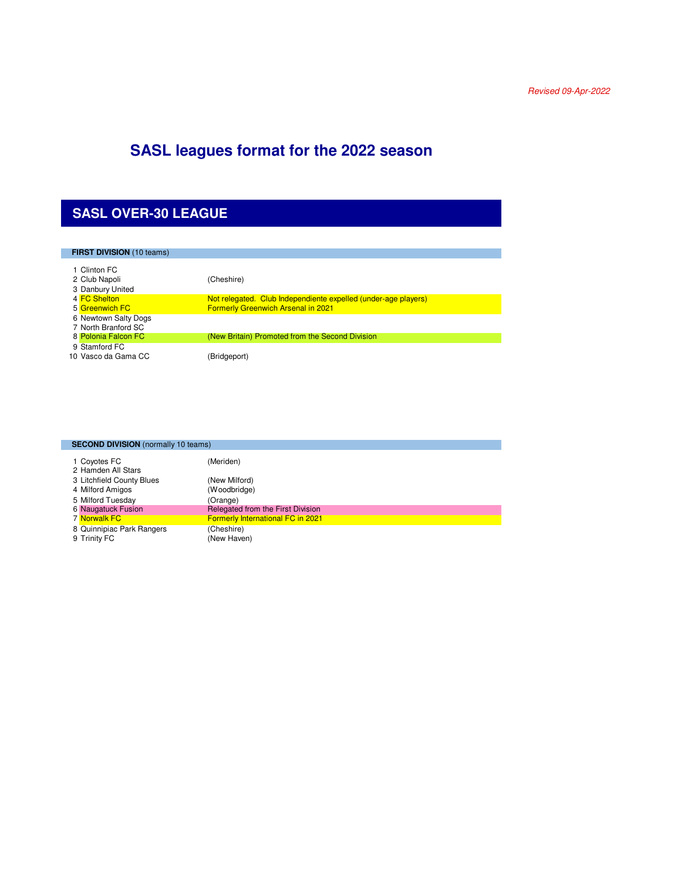*Revised 09-Apr-2022*

# SASL leagues format for the 2022 season

## SASL OVER-30 LEAGUE

### FIRST DIVISION (10 teams)

| # | Team | Notes |
|---|---|---|
| 1 | Clinton FC | |
| 2 | Club Napoli | (Cheshire) |
| 3 | Danbury United | |
| 4 | FC Shelton | Not relegated. Club Independiente expelled (under-age players) |
| 5 | Greenwich FC | Formerly Greenwich Arsenal in 2021 |
| 6 | Newtown Salty Dogs | |
| 7 | North Branford SC | |
| 8 | Polonia Falcon FC | (New Britain) Promoted from the Second Division |
| 9 | Stamford FC | |
| 10 | Vasco da Gama CC | (Bridgeport) |

### SECOND DIVISION (normally 10 teams)

| # | Team | Notes |
|---|---|---|
| 1 | Coyotes FC | (Meriden) |
| 2 | Hamden All Stars | |
| 3 | Litchfield County Blues | (New Milford) |
| 4 | Milford Amigos | (Woodbridge) |
| 5 | Milford Tuesday | (Orange) |
| 6 | Naugatuck Fusion | Relegated from the First Division |
| 7 | Norwalk FC | Formerly International FC in 2021 |
| 8 | Quinnipiac Park Rangers | (Cheshire) |
| 9 | Trinity FC | (New Haven) |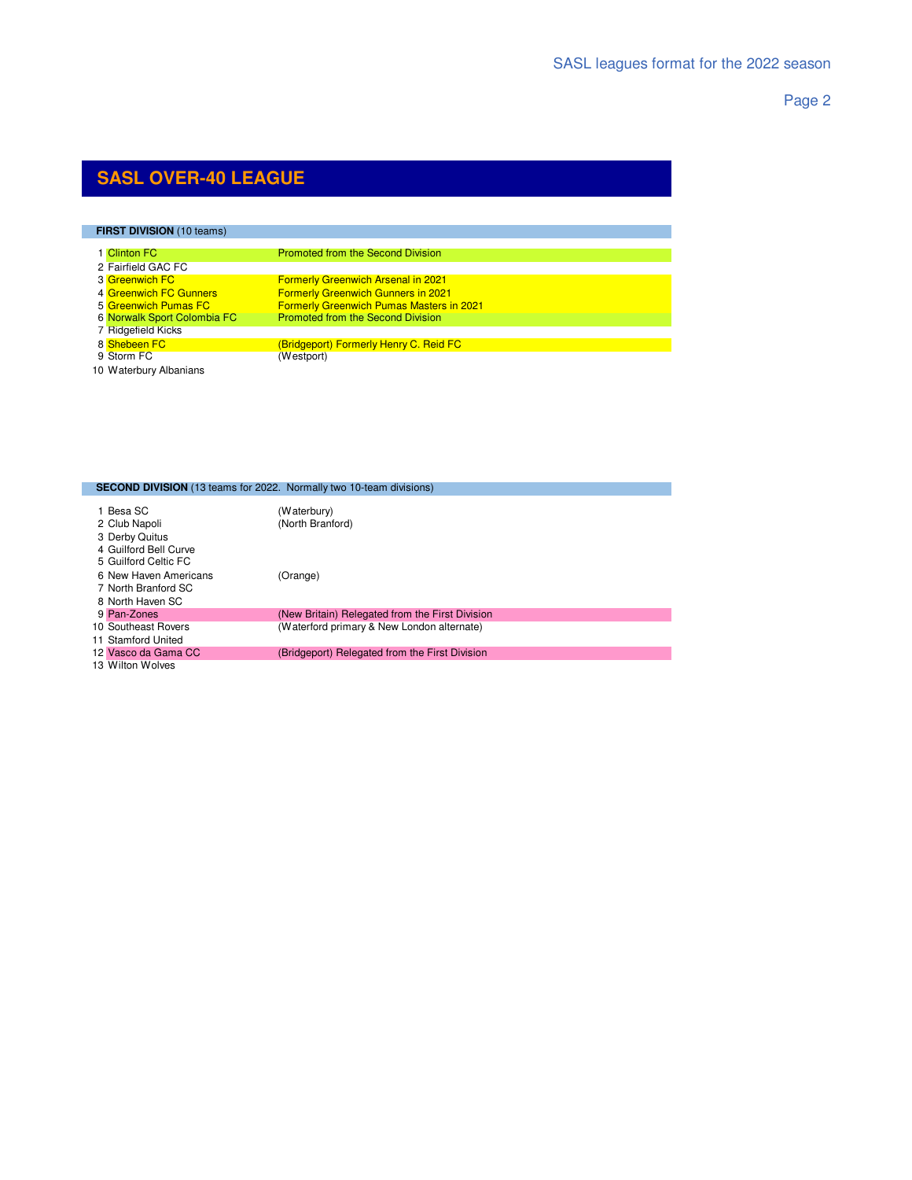## SASL OVER-40 LEAGUE

**FIRST DIVISION** (10 teams)

| # | Team | Notes |
|---|---|---|
| 1 | Clinton FC | Promoted from the Second Division |
| 2 | Fairfield GAC FC | |
| 3 | Greenwich FC | Formerly Greenwich Arsenal in 2021 |
| 4 | Greenwich FC Gunners | Formerly Greenwich Gunners in 2021 |
| 5 | Greenwich Pumas FC | Formerly Greenwich Pumas Masters in 2021 |
| 6 | Norwalk Sport Colombia FC | Promoted from the Second Division |
| 7 | Ridgefield Kicks | |
| 8 | Shebeen FC | (Bridgeport) Formerly Henry C. Reid FC |
| 9 | Storm FC | (Westport) |
| 10 | Waterbury Albanians | |

**SECOND DIVISION** (13 teams for 2022. Normally two 10-team divisions)

| # | Team | Notes |
|---|---|---|
| 1 | Besa SC | (Waterbury) |
| 2 | Club Napoli | (North Branford) |
| 3 | Derby Quitus | |
| 4 | Guilford Bell Curve | |
| 5 | Guilford Celtic FC | |
| 6 | New Haven Americans | (Orange) |
| 7 | North Branford SC | |
| 8 | North Haven SC | |
| 9 | Pan-Zones | (New Britain) Relegated from the First Division |
| 10 | Southeast Rovers | (Waterford primary & New London alternate) |
| 11 | Stamford United | |
| 12 | Vasco da Gama CC | (Bridgeport) Relegated from the First Division |
| 13 | Wilton Wolves | |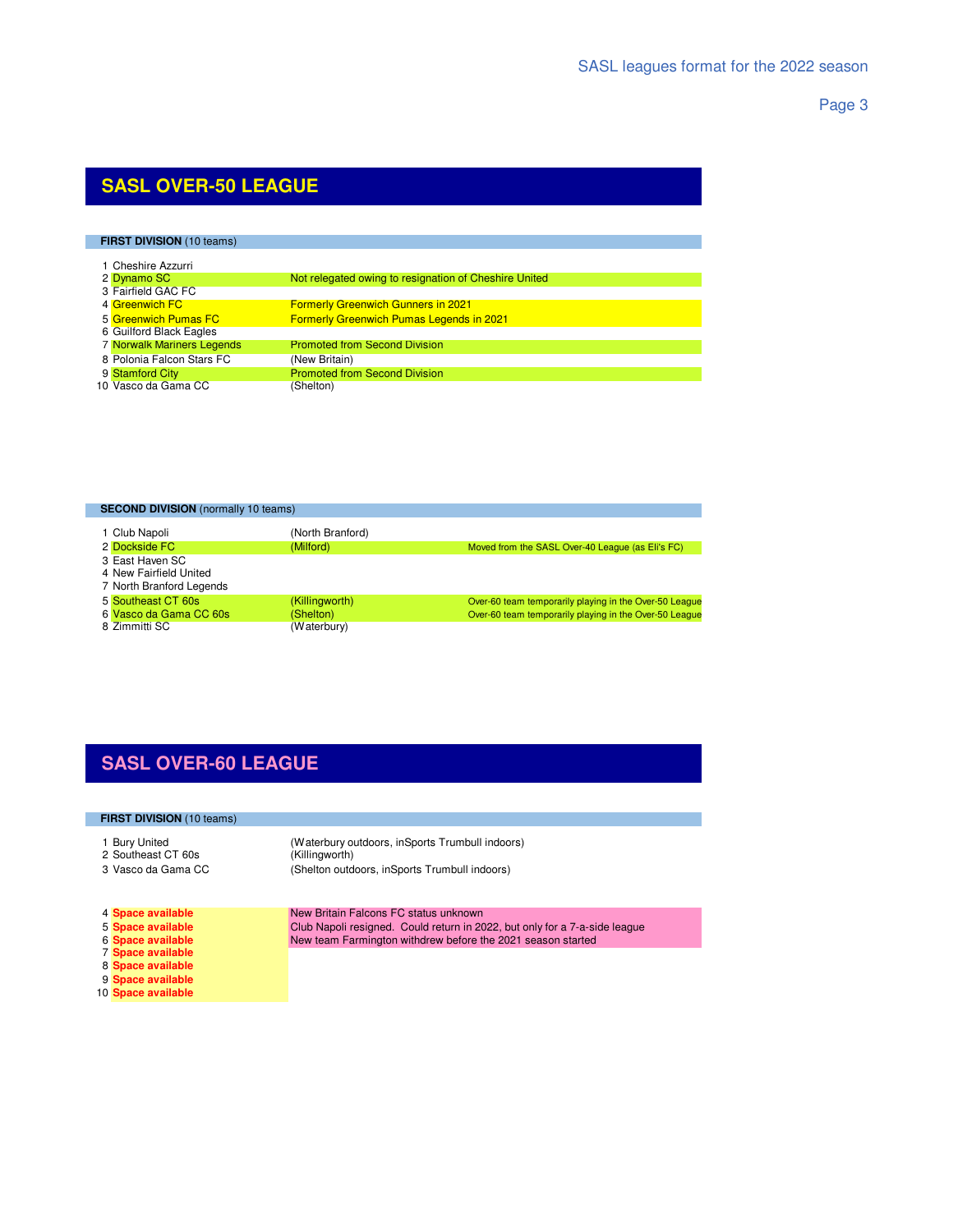# SASL OVER-50 LEAGUE

### FIRST DIVISION (10 teams)

| | | |
|---|---|---|
| 1 | Cheshire Azzurri | |
| 2 | Dynamo SC | Not relegated owing to resignation of Cheshire United |
| 3 | Fairfield GAC FC | |
| 4 | Greenwich FC | Formerly Greenwich Gunners in 2021 |
| 5 | Greenwich Pumas FC | Formerly Greenwich Pumas Legends in 2021 |
| 6 | Guilford Black Eagles | |
| 7 | Norwalk Mariners Legends | Promoted from Second Division |
| 8 | Polonia Falcon Stars FC | (New Britain) |
| 9 | Stamford City | Promoted from Second Division |
| 10 | Vasco da Gama CC | (Shelton) |

### SECOND DIVISION (normally 10 teams)

| | | | |
|---|---|---|---|
| 1 | Club Napoli | (North Branford) | |
| 2 | Dockside FC | (Milford) | Moved from the SASL Over-40 League (as Eli's FC) |
| 3 | East Haven SC | | |
| 4 | New Fairfield United | | |
| 7 | North Branford Legends | | |
| 5 | Southeast CT 60s | (Killingworth) | Over-60 team temporarily playing in the Over-50 League |
| 6 | Vasco da Gama CC 60s | (Shelton) | Over-60 team temporarily playing in the Over-50 League |
| 8 | Zimmitti SC | (Waterbury) | |

# SASL OVER-60 LEAGUE

### FIRST DIVISION (10 teams)

| | | |
|---|---|---|
| 1 | Bury United | (Waterbury outdoors, inSports Trumbull indoors) |
| 2 | Southeast CT 60s | (Killingworth) |
| 3 | Vasco da Gama CC | (Shelton outdoors, inSports Trumbull indoors) |
| 4 | **Space available** | New Britain Falcons FC status unknown |
| 5 | **Space available** | Club Napoli resigned. Could return in 2022, but only for a 7-a-side league |
| 6 | **Space available** | New team Farmington withdrew before the 2021 season started |
| 7 | **Space available** | |
| 8 | **Space available** | |
| 9 | **Space available** | |
| 10 | **Space available** | |